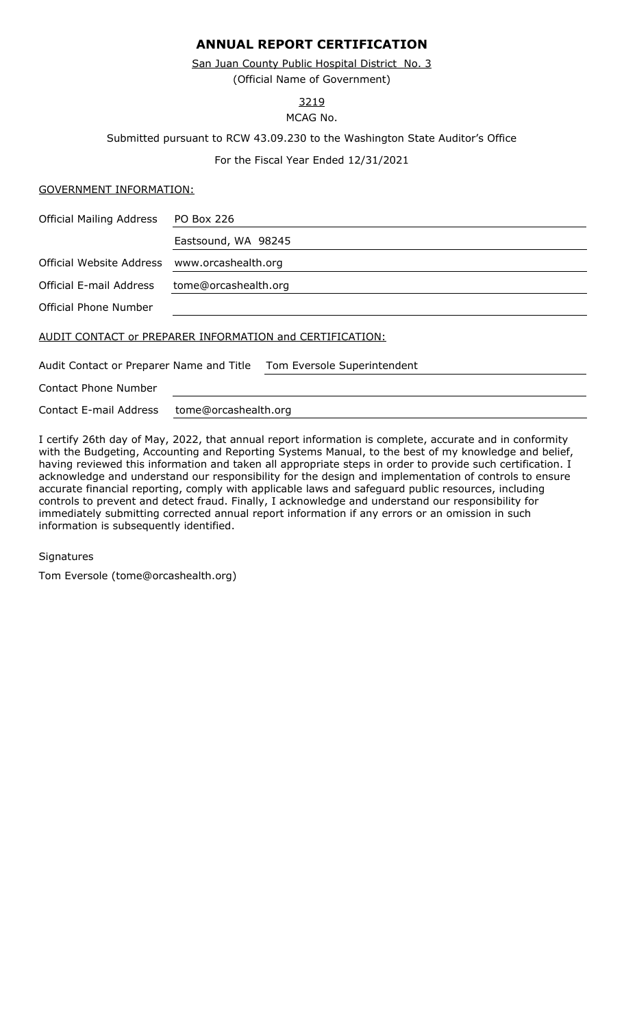# ANNUAL REPORT CERTIFICATION

San Juan County Public Hospital District No. 3

(Official Name of Government)

3219

MCAG No.

Submitted pursuant to RCW 43.09.230 to the Washington State Auditor's Office

For the Fiscal Year Ended 12/31/2021

GOVERNMENT INFORMATION:

| | |
|---|---|
| Official Mailing Address | PO Box 226 |
| | Eastsound, WA 98245 |
| Official Website Address | www.orcashealth.org |
| Official E-mail Address | tome@orcashealth.org |
| Official Phone Number | |

AUDIT CONTACT or PREPARER INFORMATION and CERTIFICATION:

| | |
|---|---|
| Audit Contact or Preparer Name and Title | Tom Eversole Superintendent |
| Contact Phone Number | |
| Contact E-mail Address | tome@orcashealth.org |

I certify 26th day of May, 2022, that annual report information is complete, accurate and in conformity with the Budgeting, Accounting and Reporting Systems Manual, to the best of my knowledge and belief, having reviewed this information and taken all appropriate steps in order to provide such certification. I acknowledge and understand our responsibility for the design and implementation of controls to ensure accurate financial reporting, comply with applicable laws and safeguard public resources, including controls to prevent and detect fraud. Finally, I acknowledge and understand our responsibility for immediately submitting corrected annual report information if any errors or an omission in such information is subsequently identified.

Signatures

Tom Eversole (tome@orcashealth.org)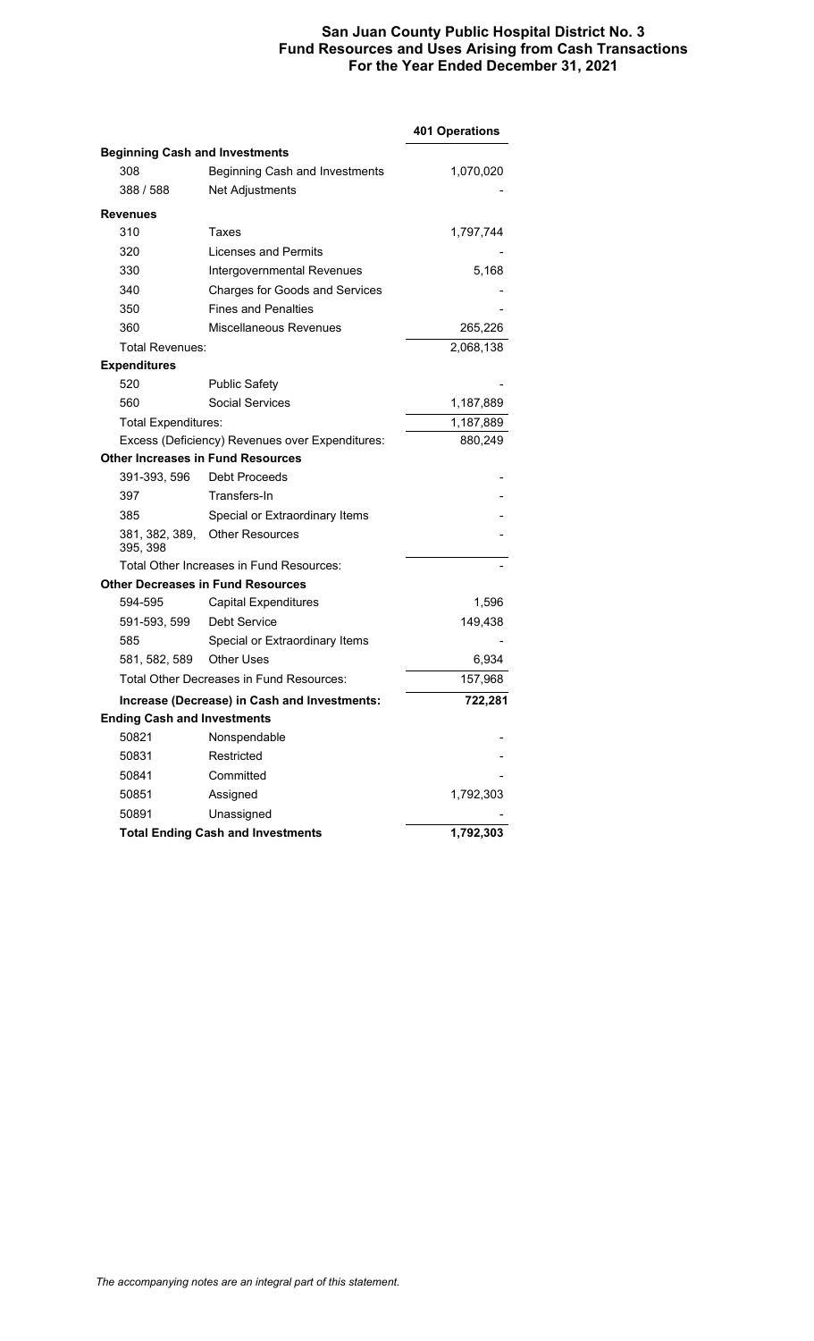# San Juan County Public Hospital District No. 3
## Fund Resources and Uses Arising from Cash Transactions
## For the Year Ended December 31, 2021

| | | 401 Operations |
|---|---|---|
| **Beginning Cash and Investments** | | |
| 308 | Beginning Cash and Investments | 1,070,020 |
| 388 / 588 | Net Adjustments | - |
| **Revenues** | | |
| 310 | Taxes | 1,797,744 |
| 320 | Licenses and Permits | - |
| 330 | Intergovernmental Revenues | 5,168 |
| 340 | Charges for Goods and Services | - |
| 350 | Fines and Penalties | - |
| 360 | Miscellaneous Revenues | 265,226 |
| Total Revenues: | | 2,068,138 |
| **Expenditures** | | |
| 520 | Public Safety | - |
| 560 | Social Services | 1,187,889 |
| Total Expenditures: | | 1,187,889 |
| Excess (Deficiency) Revenues over Expenditures: | | 880,249 |
| **Other Increases in Fund Resources** | | |
| 391-393, 596 | Debt Proceeds | - |
| 397 | Transfers-In | - |
| 385 | Special or Extraordinary Items | - |
| 381, 382, 389, 395, 398 | Other Resources | - |
| Total Other Increases in Fund Resources: | | - |
| **Other Decreases in Fund Resources** | | |
| 594-595 | Capital Expenditures | 1,596 |
| 591-593, 599 | Debt Service | 149,438 |
| 585 | Special or Extraordinary Items | - |
| 581, 582, 589 | Other Uses | 6,934 |
| Total Other Decreases in Fund Resources: | | 157,968 |
| **Increase (Decrease) in Cash and Investments:** | | **722,281** |
| **Ending Cash and Investments** | | |
| 50821 | Nonspendable | - |
| 50831 | Restricted | - |
| 50841 | Committed | - |
| 50851 | Assigned | 1,792,303 |
| 50891 | Unassigned | - |
| **Total Ending Cash and Investments** | | **1,792,303** |

*The accompanying notes are an integral part of this statement.*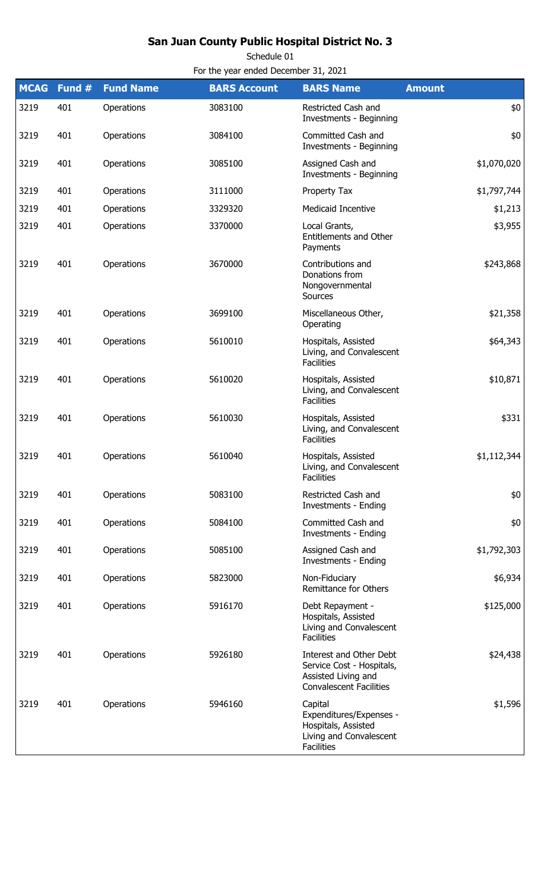# San Juan County Public Hospital District No. 3

Schedule 01

For the year ended December 31, 2021

| MCAG | Fund # | Fund Name | BARS Account | BARS Name | Amount |
|---|---|---|---|---|---|
| 3219 | 401 | Operations | 3083100 | Restricted Cash and Investments - Beginning | $0 |
| 3219 | 401 | Operations | 3084100 | Committed Cash and Investments - Beginning | $0 |
| 3219 | 401 | Operations | 3085100 | Assigned Cash and Investments - Beginning | $1,070,020 |
| 3219 | 401 | Operations | 3111000 | Property Tax | $1,797,744 |
| 3219 | 401 | Operations | 3329320 | Medicaid Incentive | $1,213 |
| 3219 | 401 | Operations | 3370000 | Local Grants, Entitlements and Other Payments | $3,955 |
| 3219 | 401 | Operations | 3670000 | Contributions and Donations from Nongovernmental Sources | $243,868 |
| 3219 | 401 | Operations | 3699100 | Miscellaneous Other, Operating | $21,358 |
| 3219 | 401 | Operations | 5610010 | Hospitals, Assisted Living, and Convalescent Facilities | $64,343 |
| 3219 | 401 | Operations | 5610020 | Hospitals, Assisted Living, and Convalescent Facilities | $10,871 |
| 3219 | 401 | Operations | 5610030 | Hospitals, Assisted Living, and Convalescent Facilities | $331 |
| 3219 | 401 | Operations | 5610040 | Hospitals, Assisted Living, and Convalescent Facilities | $1,112,344 |
| 3219 | 401 | Operations | 5083100 | Restricted Cash and Investments - Ending | $0 |
| 3219 | 401 | Operations | 5084100 | Committed Cash and Investments - Ending | $0 |
| 3219 | 401 | Operations | 5085100 | Assigned Cash and Investments - Ending | $1,792,303 |
| 3219 | 401 | Operations | 5823000 | Non-Fiduciary Remittance for Others | $6,934 |
| 3219 | 401 | Operations | 5916170 | Debt Repayment - Hospitals, Assisted Living and Convalescent Facilities | $125,000 |
| 3219 | 401 | Operations | 5926180 | Interest and Other Debt Service Cost - Hospitals, Assisted Living and Convalescent Facilities | $24,438 |
| 3219 | 401 | Operations | 5946160 | Capital Expenditures/Expenses - Hospitals, Assisted Living and Convalescent Facilities | $1,596 |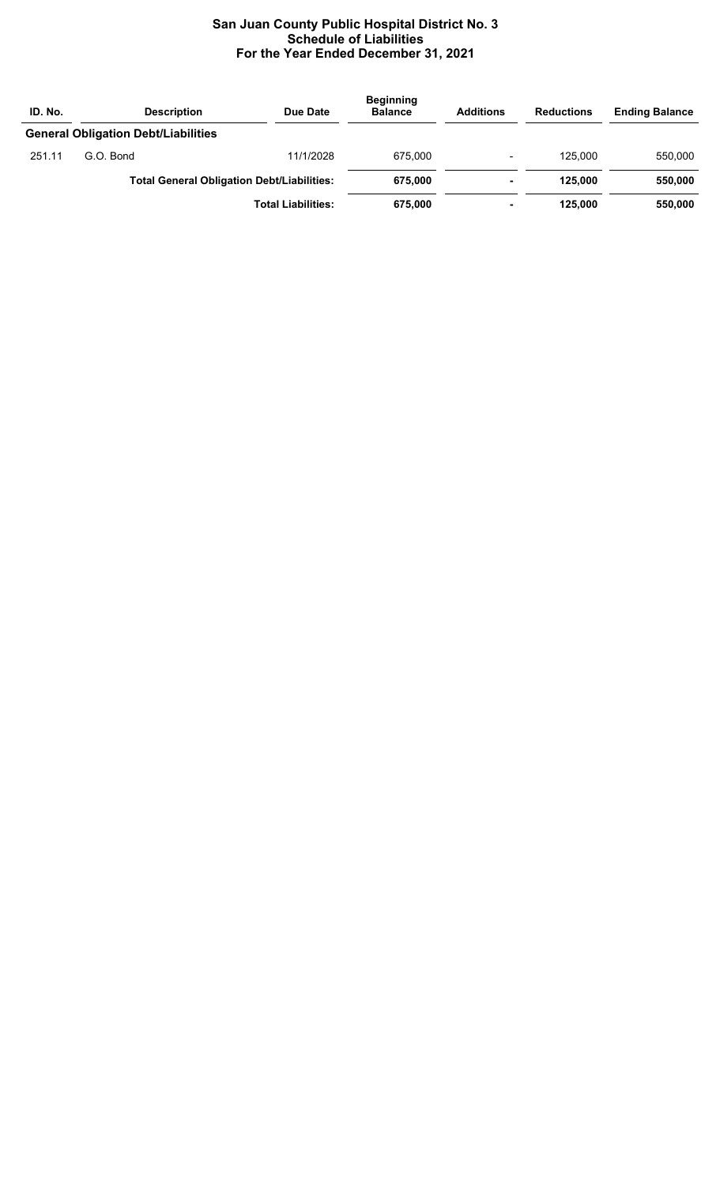# San Juan County Public Hospital District No. 3
## Schedule of Liabilities
## For the Year Ended December 31, 2021

| ID. No. | Description | Due Date | Beginning Balance | Additions | Reductions | Ending Balance |
|---|---|---|---|---|---|---|
| **General Obligation Debt/Liabilities** | | | | | | |
| 251.11 | G.O. Bond | 11/1/2028 | 675,000 | - | 125,000 | 550,000 |
| | **Total General Obligation Debt/Liabilities:** | | **675,000** | **-** | **125,000** | **550,000** |
| | **Total Liabilities:** | | **675,000** | **-** | **125,000** | **550,000** |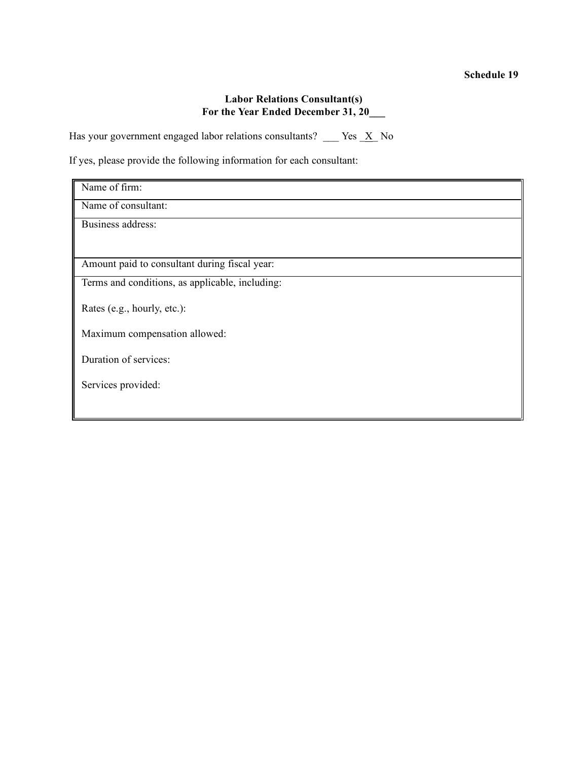**Schedule 19**

**Labor Relations Consultant(s)**
**For the Year Ended December 31, 20___**

Has your government engaged labor relations consultants? ___ Yes _X_ No

If yes, please provide the following information for each consultant:

| Name of firm: |
|---|
| Name of consultant: |
| Business address: |
| Amount paid to consultant during fiscal year: |
| Terms and conditions, as applicable, including:<br><br>Rates (e.g., hourly, etc.):<br><br>Maximum compensation allowed:<br><br>Duration of services:<br><br>Services provided: |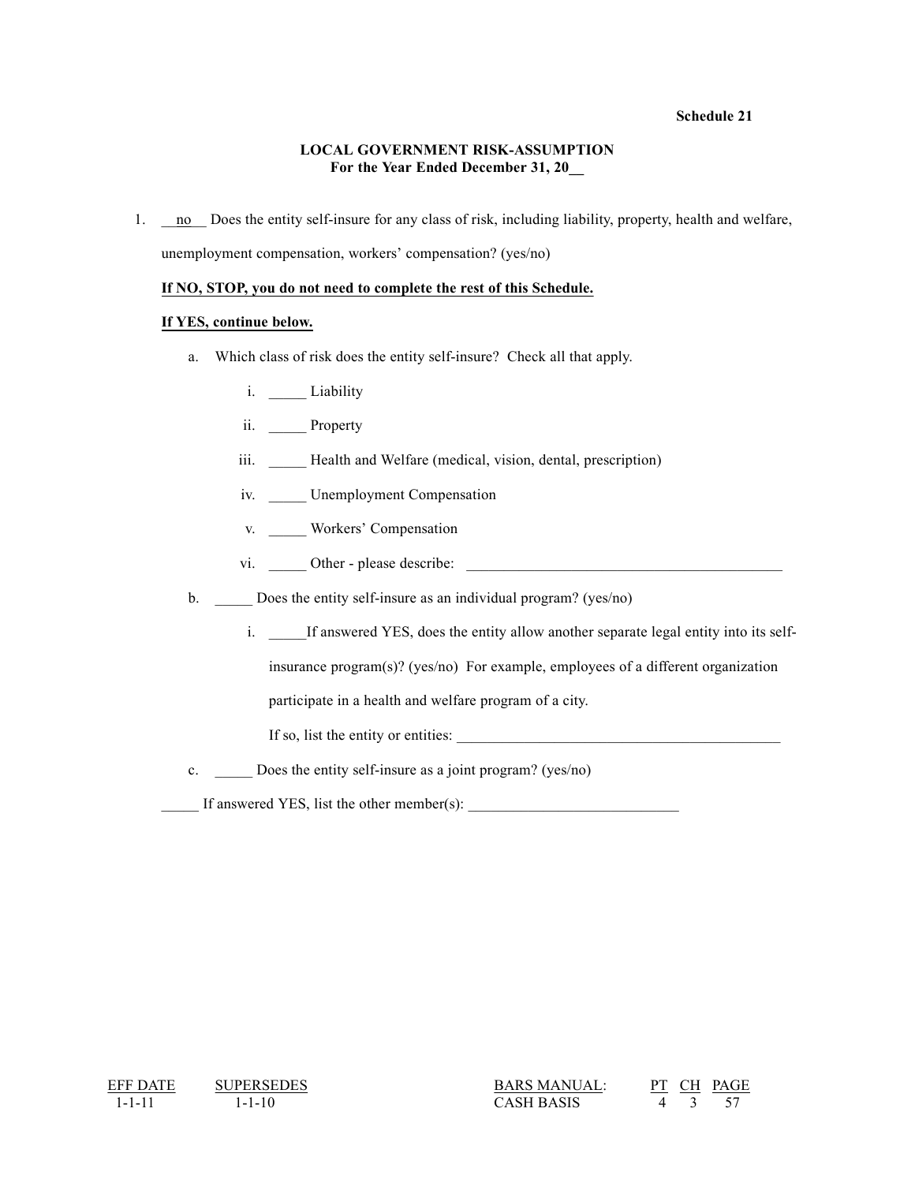**Schedule 21**

**LOCAL GOVERNMENT RISK-ASSUMPTION**
**For the Year Ended December 31, 20__**

1. __no__ Does the entity self-insure for any class of risk, including liability, property, health and welfare, unemployment compensation, workers' compensation? (yes/no)

   **If NO, STOP, you do not need to complete the rest of this Schedule.**

   **If YES, continue below.**

   a. Which class of risk does the entity self-insure? Check all that apply.

      i. _____ Liability

      ii. _____ Property

      iii. _____ Health and Welfare (medical, vision, dental, prescription)

      iv. _____ Unemployment Compensation

      v. _____ Workers' Compensation

      vi. _____ Other - please describe: __________________________________________

   b. _____ Does the entity self-insure as an individual program? (yes/no)

      i. _____If answered YES, does the entity allow another separate legal entity into its self-insurance program(s)? (yes/no) For example, employees of a different organization participate in a health and welfare program of a city.

         If so, list the entity or entities: ____________________________________________

   c. _____ Does the entity self-insure as a joint program? (yes/no)

   _____ If answered YES, list the other member(s): ____________________________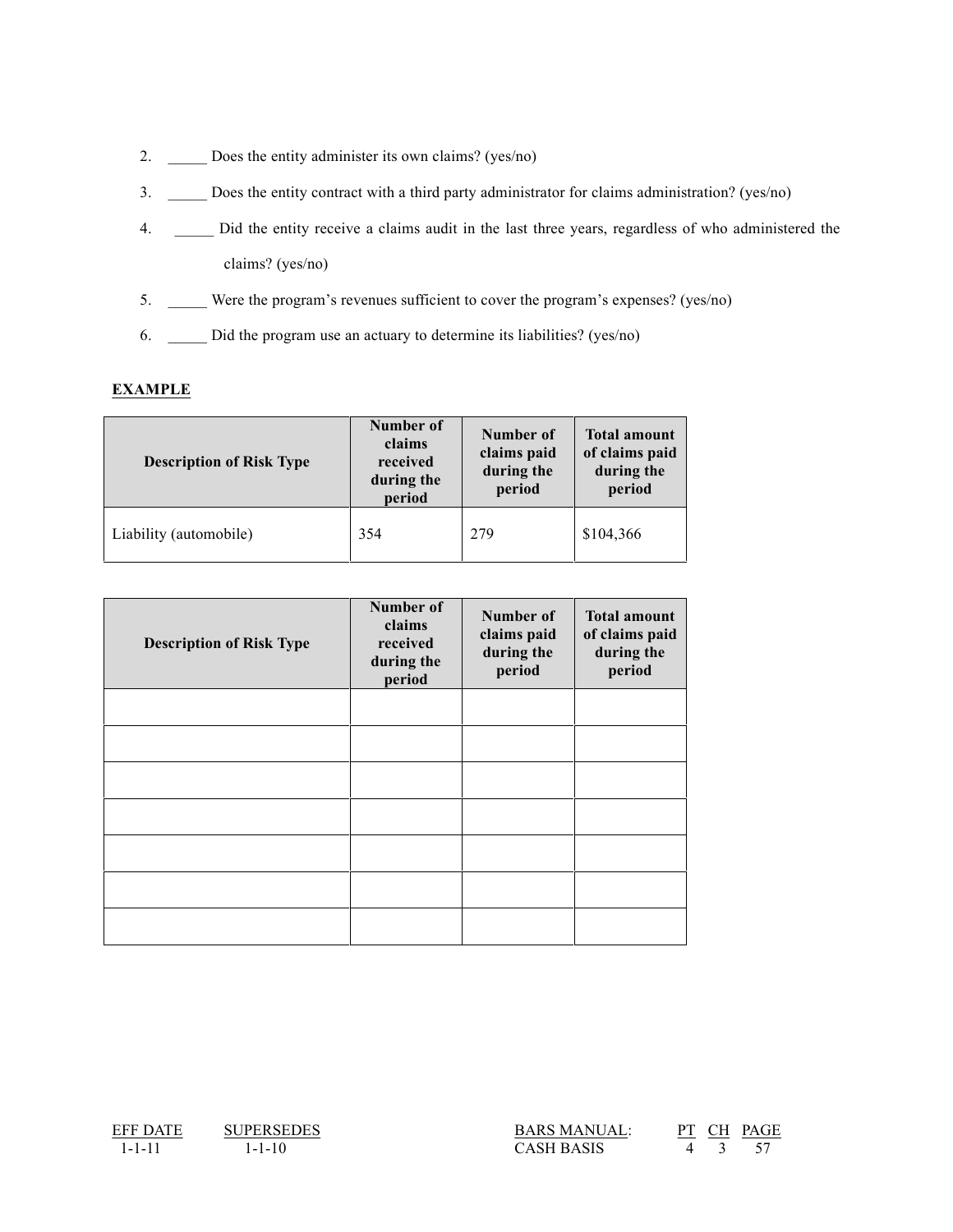2. _____ Does the entity administer its own claims? (yes/no)

3. _____ Does the entity contract with a third party administrator for claims administration? (yes/no)

4. _____ Did the entity receive a claims audit in the last three years, regardless of who administered the claims? (yes/no)

5. _____ Were the program's revenues sufficient to cover the program's expenses? (yes/no)

6. _____ Did the program use an actuary to determine its liabilities? (yes/no)

**EXAMPLE**

| Description of Risk Type | Number of claims received during the period | Number of claims paid during the period | Total amount of claims paid during the period |
|---|---|---|---|
| Liability (automobile) | 354 | 279 | $104,366 |

| Description of Risk Type | Number of claims received during the period | Number of claims paid during the period | Total amount of claims paid during the period |
|---|---|---|---|
| | | | |
| | | | |
| | | | |
| | | | |
| | | | |
| | | | |
| | | | |